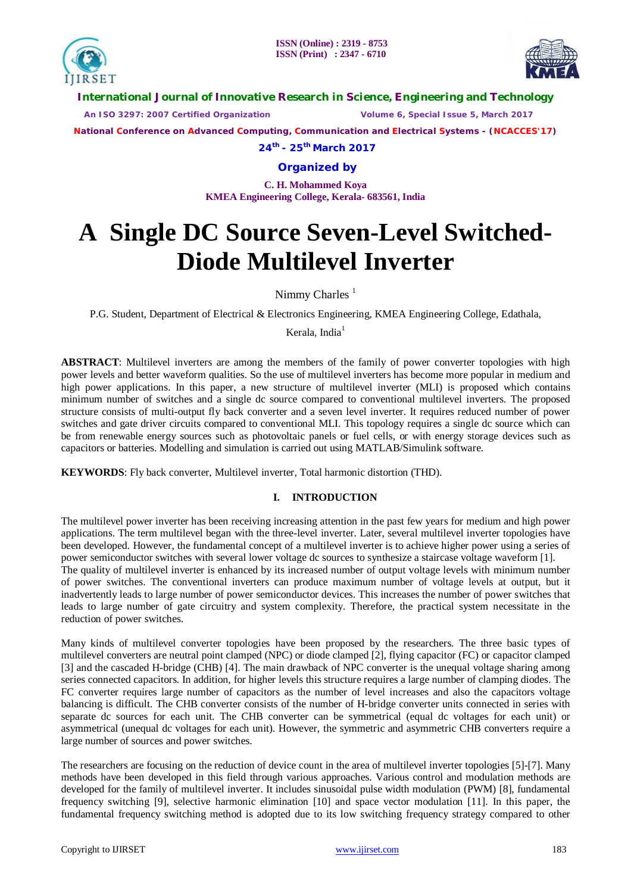# A Single DC Source Seven-Level Switched-Diode Multilevel Inverter

Nimmy Charles [1]

P.G. Student, Department of Electrical & Electronics Engineering, KMEA Engineering College, Edathala, Kerala, India[1]

**ABSTRACT**: Multilevel inverters are among the members of the family of power converter topologies with high power levels and better waveform qualities. So the use of multilevel inverters has become more popular in medium and high power applications. In this paper, a new structure of multilevel inverter (MLI) is proposed which contains minimum number of switches and a single dc source compared to conventional multilevel inverters. The proposed structure consists of multi-output fly back converter and a seven level inverter. It requires reduced number of power switches and gate driver circuits compared to conventional MLI. This topology requires a single dc source which can be from renewable energy sources such as photovoltaic panels or fuel cells, or with energy storage devices such as capacitors or batteries. Modelling and simulation is carried out using MATLAB/Simulink software.

**KEYWORDS**: Fly back converter, Multilevel inverter, Total harmonic distortion (THD).

## I. INTRODUCTION

The multilevel power inverter has been receiving increasing attention in the past few years for medium and high power applications. The term multilevel began with the three-level inverter. Later, several multilevel inverter topologies have been developed. However, the fundamental concept of a multilevel inverter is to achieve higher power using a series of power semiconductor switches with several lower voltage dc sources to synthesize a staircase voltage waveform [1]. The quality of multilevel inverter is enhanced by its increased number of output voltage levels with minimum number of power switches. The conventional inverters can produce maximum number of voltage levels at output, but it inadvertently leads to large number of power semiconductor devices. This increases the number of power switches that leads to large number of gate circuitry and system complexity. Therefore, the practical system necessitate in the reduction of power switches.

Many kinds of multilevel converter topologies have been proposed by the researchers. The three basic types of multilevel converters are neutral point clamped (NPC) or diode clamped [2], flying capacitor (FC) or capacitor clamped [3] and the cascaded H-bridge (CHB) [4]. The main drawback of NPC converter is the unequal voltage sharing among series connected capacitors. In addition, for higher levels this structure requires a large number of clamping diodes. The FC converter requires large number of capacitors as the number of level increases and also the capacitors voltage balancing is difficult. The CHB converter consists of the number of H-bridge converter units connected in series with separate dc sources for each unit. The CHB converter can be symmetrical (equal dc voltages for each unit) or asymmetrical (unequal dc voltages for each unit). However, the symmetric and asymmetric CHB converters require a large number of sources and power switches.

The researchers are focusing on the reduction of device count in the area of multilevel inverter topologies [5]-[7]. Many methods have been developed in this field through various approaches. Various control and modulation methods are developed for the family of multilevel inverter. It includes sinusoidal pulse width modulation (PWM) [8], fundamental frequency switching [9], selective harmonic elimination [10] and space vector modulation [11]. In this paper, the fundamental frequency switching method is adopted due to its low switching frequency strategy compared to other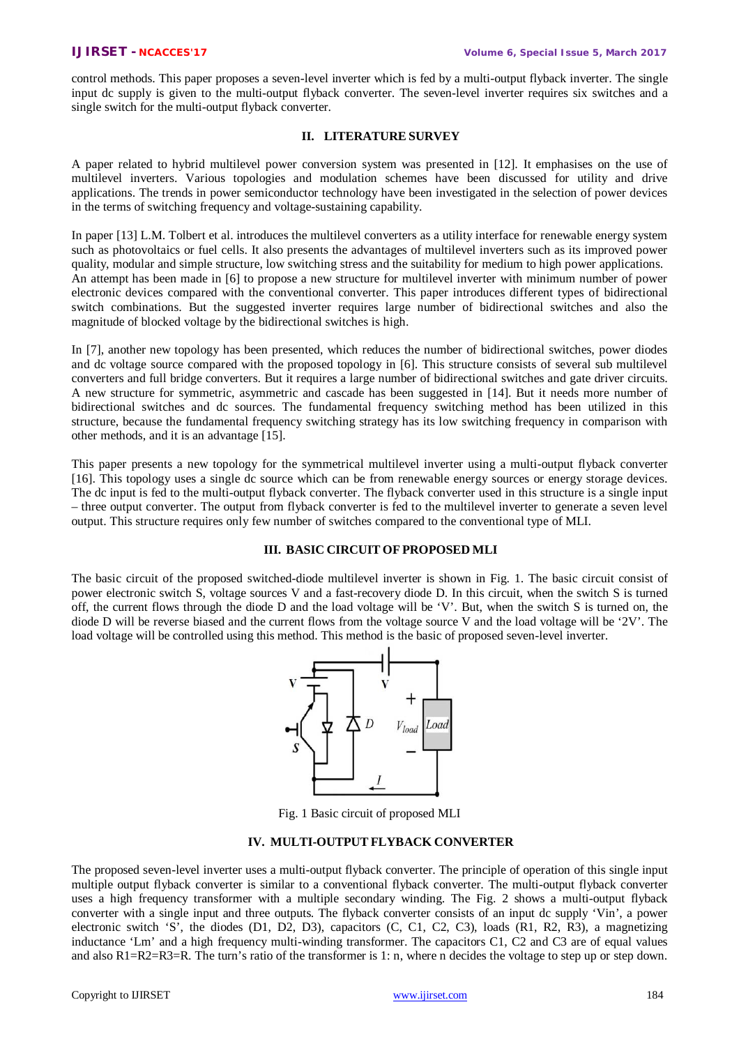control methods. This paper proposes a seven-level inverter which is fed by a multi-output flyback inverter. The single input dc supply is given to the multi-output flyback converter. The seven-level inverter requires six switches and a single switch for the multi-output flyback converter.

## II. LITERATURE SURVEY

A paper related to hybrid multilevel power conversion system was presented in [12]. It emphasises on the use of multilevel inverters. Various topologies and modulation schemes have been discussed for utility and drive applications. The trends in power semiconductor technology have been investigated in the selection of power devices in the terms of switching frequency and voltage-sustaining capability.

In paper [13] L.M. Tolbert et al. introduces the multilevel converters as a utility interface for renewable energy system such as photovoltaics or fuel cells. It also presents the advantages of multilevel inverters such as its improved power quality, modular and simple structure, low switching stress and the suitability for medium to high power applications. An attempt has been made in [6] to propose a new structure for multilevel inverter with minimum number of power electronic devices compared with the conventional converter. This paper introduces different types of bidirectional switch combinations. But the suggested inverter requires large number of bidirectional switches and also the magnitude of blocked voltage by the bidirectional switches is high.

In [7], another new topology has been presented, which reduces the number of bidirectional switches, power diodes and dc voltage source compared with the proposed topology in [6]. This structure consists of several sub multilevel converters and full bridge converters. But it requires a large number of bidirectional switches and gate driver circuits. A new structure for symmetric, asymmetric and cascade has been suggested in [14]. But it needs more number of bidirectional switches and dc sources. The fundamental frequency switching method has been utilized in this structure, because the fundamental frequency switching strategy has its low switching frequency in comparison with other methods, and it is an advantage [15].

This paper presents a new topology for the symmetrical multilevel inverter using a multi-output flyback converter [16]. This topology uses a single dc source which can be from renewable energy sources or energy storage devices. The dc input is fed to the multi-output flyback converter. The flyback converter used in this structure is a single input – three output converter. The output from flyback converter is fed to the multilevel inverter to generate a seven level output. This structure requires only few number of switches compared to the conventional type of MLI.

## III. BASIC CIRCUIT OF PROPOSED MLI

The basic circuit of the proposed switched-diode multilevel inverter is shown in Fig. 1. The basic circuit consist of power electronic switch S, voltage sources V and a fast-recovery diode D. In this circuit, when the switch S is turned off, the current flows through the diode D and the load voltage will be 'V'. But, when the switch S is turned on, the diode D will be reverse biased and the current flows from the voltage source V and the load voltage will be '2V'. The load voltage will be controlled using this method. This method is the basic of proposed seven-level inverter.

Fig. 1 Basic circuit of proposed MLI

## IV. MULTI-OUTPUT FLYBACK CONVERTER

The proposed seven-level inverter uses a multi-output flyback converter. The principle of operation of this single input multiple output flyback converter is similar to a conventional flyback converter. The multi-output flyback converter uses a high frequency transformer with a multiple secondary winding. The Fig. 2 shows a multi-output flyback converter with a single input and three outputs. The flyback converter consists of an input dc supply 'Vin', a power electronic switch 'S', the diodes (D1, D2, D3), capacitors (C, C1, C2, C3), loads (R1, R2, R3), a magnetizing inductance 'Lm' and a high frequency multi-winding transformer. The capacitors C1, C2 and C3 are of equal values and also R1=R2=R3=R. The turn's ratio of the transformer is 1: n, where n decides the voltage to step up or step down.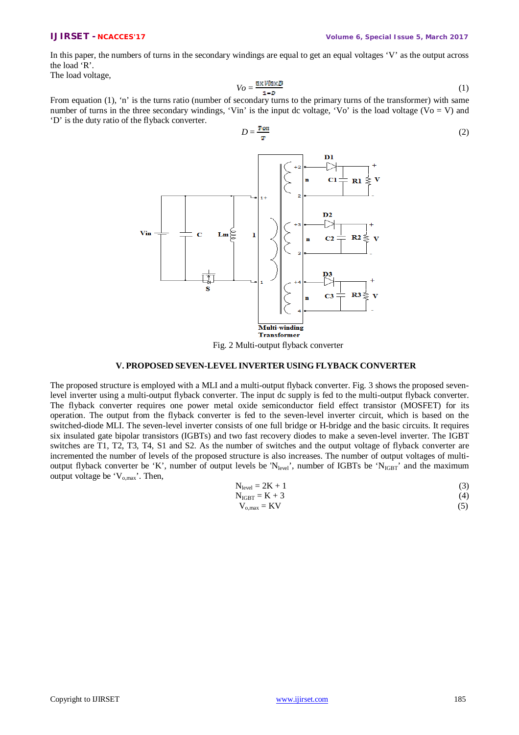In this paper, the numbers of turns in the secondary windings are equal to get an equal voltages 'V' as the output across the load 'R'.

The load voltage,

$$Vo = \frac{n \times Vin \times D}{1-D} \tag{1}$$

From equation (1), 'n' is the turns ratio (number of secondary turns to the primary turns of the transformer) with same number of turns in the three secondary windings, 'Vin' is the input dc voltage, 'Vo' is the load voltage (Vo = V) and 'D' is the duty ratio of the flyback converter.

$$D = \frac{Ton}{T} \tag{2}$$

Fig. 2 Multi-output flyback converter

## V. PROPOSED SEVEN-LEVEL INVERTER USING FLYBACK CONVERTER

The proposed structure is employed with a MLI and a multi-output flyback converter. Fig. 3 shows the proposed seven-level inverter using a multi-output flyback converter. The input dc supply is fed to the multi-output flyback converter. The flyback converter requires one power metal oxide semiconductor field effect transistor (MOSFET) for its operation. The output from the flyback converter is fed to the seven-level inverter circuit, which is based on the switched-diode MLI. The seven-level inverter consists of one full bridge or H-bridge and the basic circuits. It requires six insulated gate bipolar transistors (IGBTs) and two fast recovery diodes to make a seven-level inverter. The IGBT switches are T1, T2, T3, T4, S1 and S2. As the number of switches and the output voltage of flyback converter are incremented the number of levels of the proposed structure is also increases. The number of output voltages of multi-output flyback converter be 'K', number of output levels be '$N_{level}$', number of IGBTs be '$N_{IGBT}$' and the maximum output voltage be '$V_{o,max}$'. Then,

$$N_{level} = 2K + 1 \tag{3}$$

$$N_{IGBT} = K + 3 \tag{4}$$

$$V_{o,max} = KV \tag{5}$$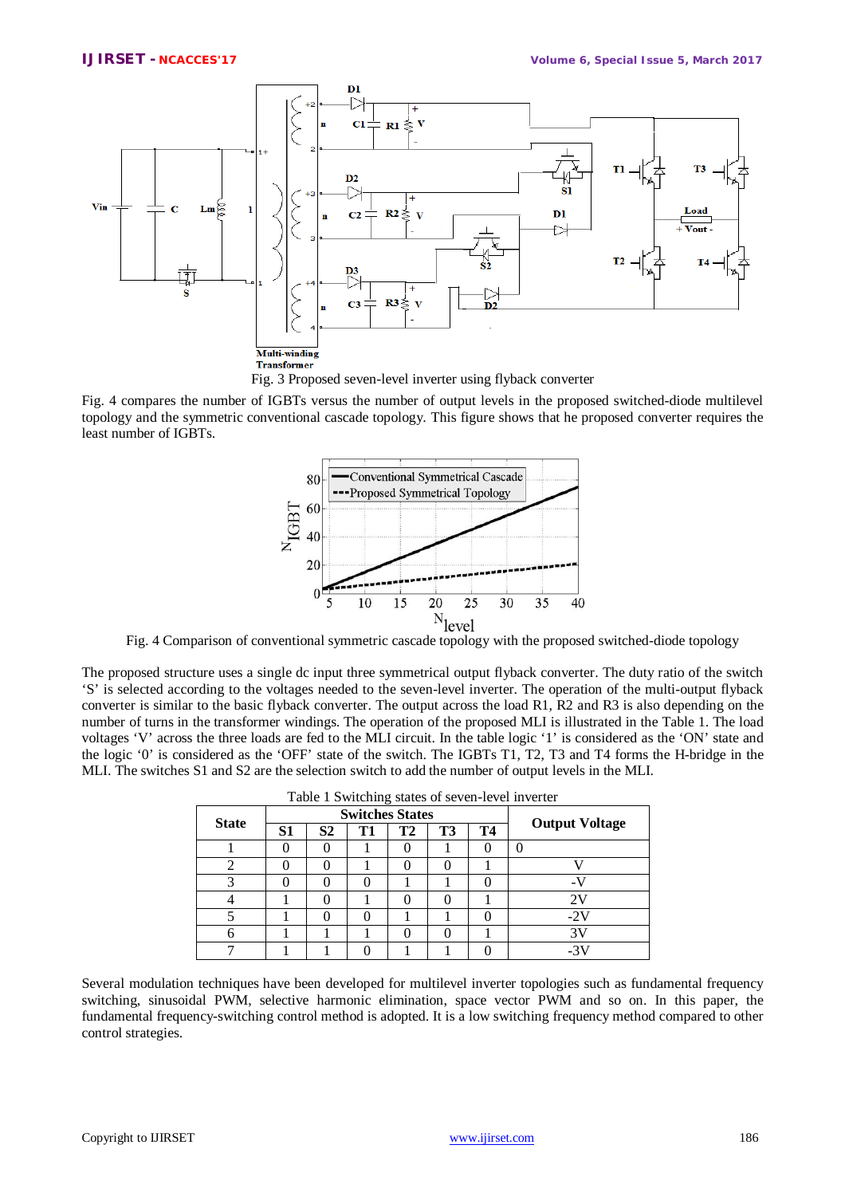Fig. 3 Proposed seven-level inverter using flyback converter

Fig. 4 compares the number of IGBTs versus the number of output levels in the proposed switched-diode multilevel topology and the symmetric conventional cascade topology. This figure shows that he proposed converter requires the least number of IGBTs.

Fig. 4 Comparison of conventional symmetric cascade topology with the proposed switched-diode topology

The proposed structure uses a single dc input three symmetrical output flyback converter. The duty ratio of the switch 'S' is selected according to the voltages needed to the seven-level inverter. The operation of the multi-output flyback converter is similar to the basic flyback converter. The output across the load R1, R2 and R3 is also depending on the number of turns in the transformer windings. The operation of the proposed MLI is illustrated in the Table 1. The load voltages 'V' across the three loads are fed to the MLI circuit. In the table logic '1' is considered as the 'ON' state and the logic '0' is considered as the 'OFF' state of the switch. The IGBTs T1, T2, T3 and T4 forms the H-bridge in the MLI. The switches S1 and S2 are the selection switch to add the number of output levels in the MLI.

Table 1 Switching states of seven-level inverter

| State | Switches States | | | | | | Output Voltage |
|---|---|---|---|---|---|---|---|
| | S1 | S2 | T1 | T2 | T3 | T4 | |
| 1 | 0 | 0 | 1 | 0 | 1 | 0 | 0 |
| 2 | 0 | 0 | 1 | 0 | 0 | 1 | V |
| 3 | 0 | 0 | 0 | 1 | 1 | 0 | -V |
| 4 | 1 | 0 | 1 | 0 | 0 | 1 | 2V |
| 5 | 1 | 0 | 0 | 1 | 1 | 0 | -2V |
| 6 | 1 | 1 | 1 | 0 | 0 | 1 | 3V |
| 7 | 1 | 1 | 0 | 1 | 1 | 0 | -3V |

Several modulation techniques have been developed for multilevel inverter topologies such as fundamental frequency switching, sinusoidal PWM, selective harmonic elimination, space vector PWM and so on. In this paper, the fundamental frequency-switching control method is adopted. It is a low switching frequency method compared to other control strategies.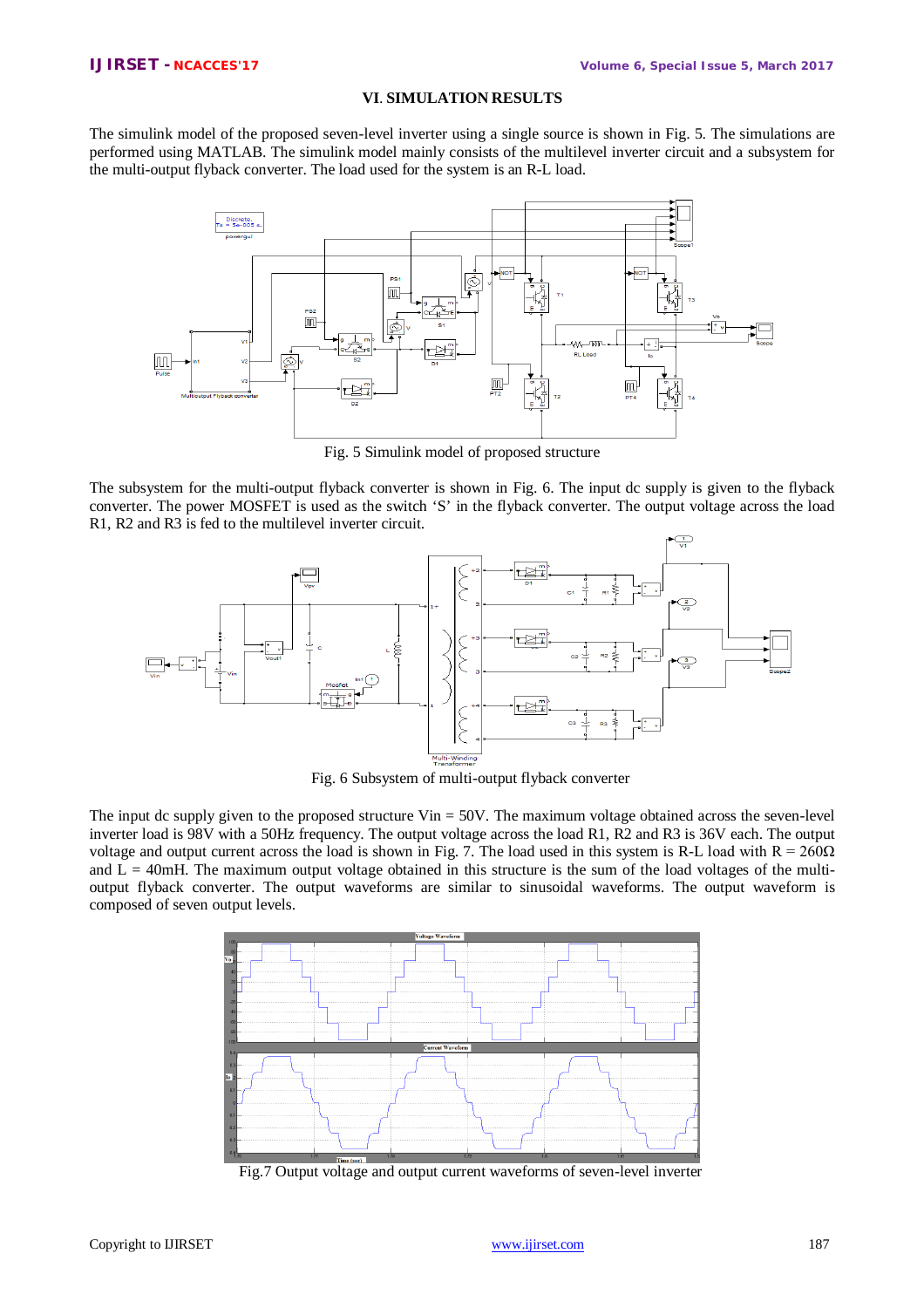## VI. SIMULATION RESULTS

The simulink model of the proposed seven-level inverter using a single source is shown in Fig. 5. The simulations are performed using MATLAB. The simulink model mainly consists of the multilevel inverter circuit and a subsystem for the multi-output flyback converter. The load used for the system is an R-L load.

Fig. 5 Simulink model of proposed structure

The subsystem for the multi-output flyback converter is shown in Fig. 6. The input dc supply is given to the flyback converter. The power MOSFET is used as the switch 'S' in the flyback converter. The output voltage across the load R1, R2 and R3 is fed to the multilevel inverter circuit.

Fig. 6 Subsystem of multi-output flyback converter

The input dc supply given to the proposed structure Vin = 50V. The maximum voltage obtained across the seven-level inverter load is 98V with a 50Hz frequency. The output voltage across the load R1, R2 and R3 is 36V each. The output voltage and output current across the load is shown in Fig. 7. The load used in this system is R-L load with R = 260Ω and L = 40mH. The maximum output voltage obtained in this structure is the sum of the load voltages of the multi-output flyback converter. The output waveforms are similar to sinusoidal waveforms. The output waveform is composed of seven output levels.

Fig.7 Output voltage and output current waveforms of seven-level inverter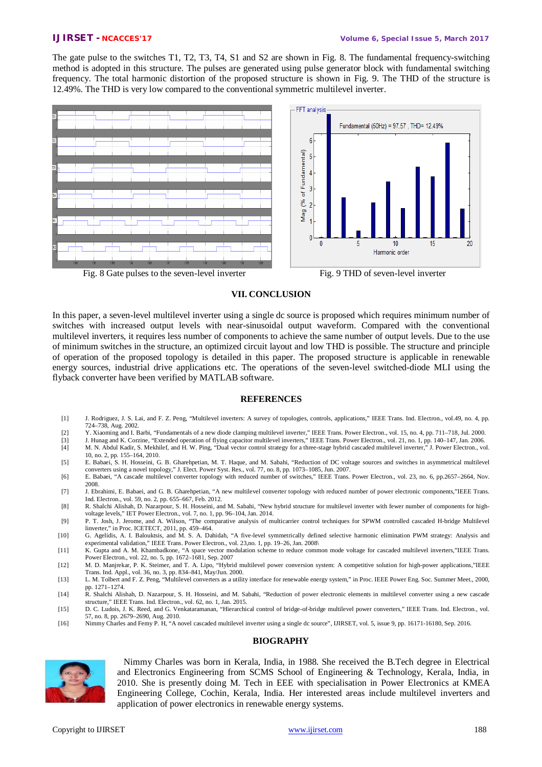The gate pulse to the switches T1, T2, T3, T4, S1 and S2 are shown in Fig. 8. The fundamental frequency-switching method is adopted in this structure. The pulses are generated using pulse generator block with fundamental switching frequency. The total harmonic distortion of the proposed structure is shown in Fig. 9. The THD of the structure is 12.49%. The THD is very low compared to the conventional symmetric multilevel inverter.

T1
T2
T3
T4
S1
S2

Fig. 8 Gate pulses to the seven-level inverter

FFT analysis
Fundamental (50Hz) = 97.57 , THD= 12.49%
Mag (% of Fundamental)
Harmonic order
0 5 10 15 20
0 1 2 3 4 5 6

Fig. 9 THD of seven-level inverter

## VII. CONCLUSION

In this paper, a seven-level multilevel inverter using a single dc source is proposed which requires minimum number of switches with increased output levels with near-sinusoidal output waveform. Compared with the conventional multilevel inverters, it requires less number of components to achieve the same number of output levels. Due to the use of minimum switches in the structure, an optimized circuit layout and low THD is possible. The structure and principle of operation of the proposed topology is detailed in this paper. The proposed structure is applicable in renewable energy sources, industrial drive applications etc. The operations of the seven-level switched-diode MLI using the flyback converter have been verified by MATLAB software.

## REFERENCES

[1] J. Rodriguez, J. S. Lai, and F. Z. Peng, "Multilevel inverters: A survey of topologies, controls, applications," IEEE Trans. Ind. Electron., vol.49, no. 4, pp. 724–738, Aug. 2002.

[2] Y. Xiaoming and I. Barbi, "Fundamentals of a new diode clamping multilevel inverter," IEEE Trans. Power Electron., vol. 15, no. 4, pp. 711–718, Jul. 2000.

[3] J. Hunag and K. Corzine, "Extended operation of flying capacitor multilevel inverters," IEEE Trans. Power Electron., vol. 21, no. 1, pp. 140–147, Jan. 2006.

[4] M. N. Abdul Kadir, S. Mekhilef, and H. W. Ping, "Dual vector control strategy for a three-stage hybrid cascaded multilevel inverter," J. Power Electron., vol. 10, no. 2, pp. 155–164, 2010.

[5] E. Babaei, S. H. Hosseini, G. B. Gharehpetian, M. T. Haque, and M. Sabahi, "Reduction of DC voltage sources and switches in asymmetrical multilevel converters using a novel topology," J. Elect. Power Syst. Res., vol. 77, no. 8, pp. 1073–1085, Jun. 2007.

[6] E. Babaei, "A cascade multilevel converter topology with reduced number of switches," IEEE Trans. Power Electron., vol. 23, no. 6, pp.2657–2664, Nov. 2008.

[7] J. Ebrahimi, E. Babaei, and G. B. Gharehpetian, "A new multilevel converter topology with reduced number of power electronic components,"IEEE Trans. Ind. Electron., vol. 59, no. 2, pp. 655–667, Feb. 2012.

[8] R. Shalchi Alishah, D. Nazarpour, S. H. Hosseini, and M. Sabahi, "New hybrid structure for multilevel inverter with fewer number of components for high-voltage levels," IET Power Electron., vol. 7, no. 1, pp. 96–104, Jan. 2014.

[9] P. T. Josh, J. Jerome, and A. Wilson, "The comparative analysis of multicarrier control techniques for SPWM controlled cascaded H-bridge Multilevel Iinverter," in Proc. ICETECT, 2011, pp. 459–464.

[10] G. Agelidis, A. I. Balouktsis, and M. S. A. Dahidah, "A five-level symmetrically defined selective harmonic elimination PWM strategy: Analysis and experimental validation," IEEE Trans. Power Electron., vol. 23,no. 1, pp. 19–26, Jan. 2008\

[11] K. Gupta and A. M. Khambadkone, "A space vector modulation scheme to reduce common mode voltage for cascaded multilevel inverters,"IEEE Trans. Power Electron., vol. 22, no. 5, pp. 1672–1681, Sep. 2007

[12] M. D. Manjrekar, P. K. Steimer, and T. A. Lipo, "Hybrid multilevel power conversion system: A competitive solution for high-power applications,"IEEE Trans. Ind. Appl., vol. 36, no. 3, pp. 834–841, May/Jun. 2000.

[13] L. M. Tolbert and F. Z. Peng, "Multilevel converters as a utility interface for renewable energy system," in Proc. IEEE Power Eng. Soc. Summer Meet., 2000, pp. 1271–1274.

[14] R. Shalchi Alishah, D. Nazarpour, S. H. Hosseini, and M. Sabahi, "Reduction of power electronic elements in multilevel converter using a new cascade structure," IEEE Trans. Ind. Electron., vol. 62, no. 1, Jan. 2015.

[15] D. C. Ludois, J. K. Reed, and G. Venkataramanan, "Hierarchical control of bridge-of-bridge multilevel power converters," IEEE Trans. Ind. Electron., vol. 57, no. 8, pp. 2679–2690, Aug. 2010.

[16] Nimmy Charles and Femy P. H, "A novel cascaded multilevel inverter using a single dc source", IJIRSET, vol. 5, issue 9, pp. 16171-16180, Sep. 2016.

## BIOGRAPHY

Nimmy Charles was born in Kerala, India, in 1988. She received the B.Tech degree in Electrical and Electronics Engineering from SCMS School of Engineering & Technology, Kerala, India, in 2010. She is presently doing M. Tech in EEE with specialisation in Power Electronics at KMEA Engineering College, Cochin, Kerala, India. Her interested areas include multilevel inverters and application of power electronics in renewable energy systems.